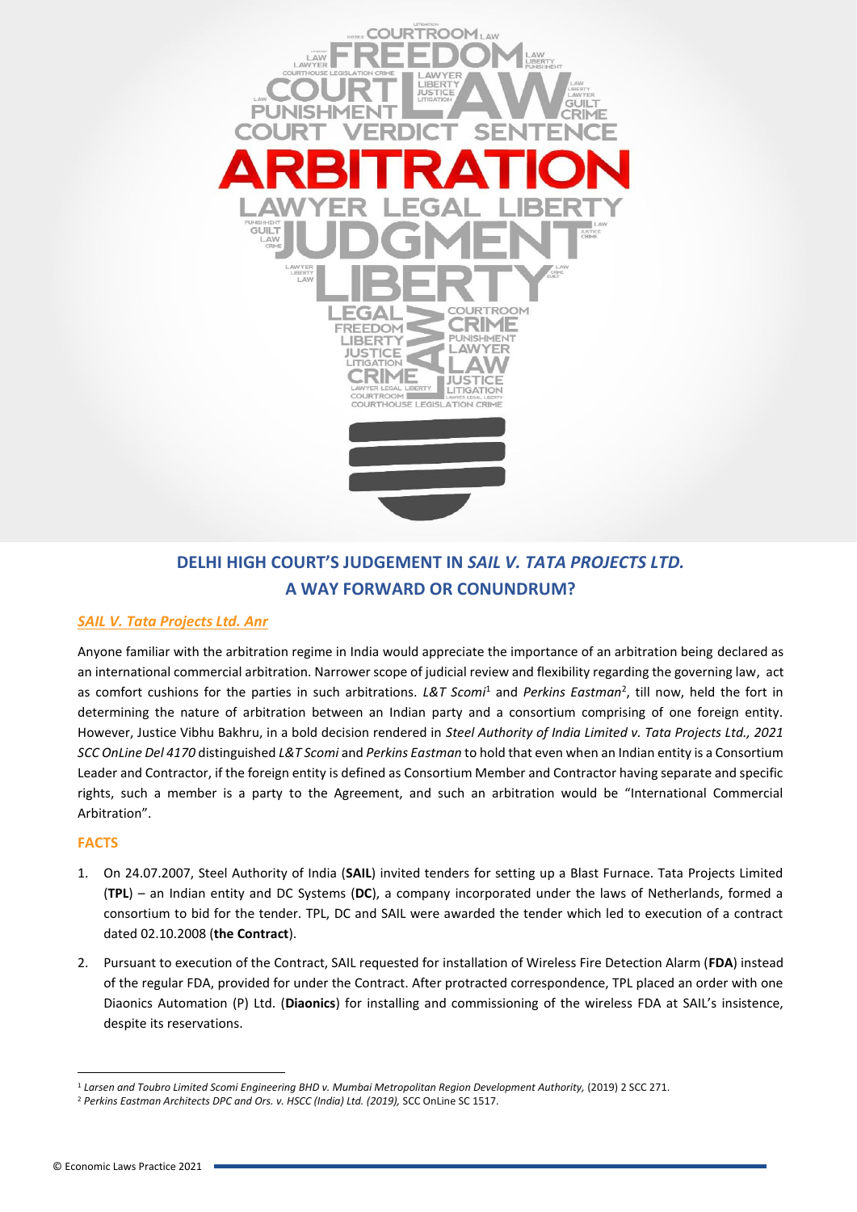## DELHI HIGH COURT'S JUDGEMENT IN *SAIL V. TATA PROJECTS LTD.* A WAY FORWARD OR CONUNDRUM?

### *SAIL V. Tata Projects Ltd. Anr*

Anyone familiar with the arbitration regime in India would appreciate the importance of an arbitration being declared as an international commercial arbitration. Narrower scope of judicial review and flexibility regarding the governing law, act as comfort cushions for the parties in such arbitrations. *L&T Scomi*[1] and *Perkins Eastman*[2], till now, held the fort in determining the nature of arbitration between an Indian party and a consortium comprising of one foreign entity. However, Justice Vibhu Bakhru, in a bold decision rendered in *Steel Authority of India Limited v. Tata Projects Ltd., 2021 SCC OnLine Del 4170* distinguished *L&T Scomi* and *Perkins Eastman* to hold that even when an Indian entity is a Consortium Leader and Contractor, if the foreign entity is defined as Consortium Member and Contractor having separate and specific rights, such a member is a party to the Agreement, and such an arbitration would be "International Commercial Arbitration".

### FACTS

1. On 24.07.2007, Steel Authority of India (**SAIL**) invited tenders for setting up a Blast Furnace. Tata Projects Limited (**TPL**) – an Indian entity and DC Systems (**DC**), a company incorporated under the laws of Netherlands, formed a consortium to bid for the tender. TPL, DC and SAIL were awarded the tender which led to execution of a contract dated 02.10.2008 (**the Contract**).
2. Pursuant to execution of the Contract, SAIL requested for installation of Wireless Fire Detection Alarm (**FDA**) instead of the regular FDA, provided for under the Contract. After protracted correspondence, TPL placed an order with one Diaonics Automation (P) Ltd. (**Diaonics**) for installing and commissioning of the wireless FDA at SAIL's insistence, despite its reservations.

---

[1] *Larsen and Toubro Limited Scomi Engineering BHD v. Mumbai Metropolitan Region Development Authority,* (2019) 2 SCC 271.

[2] *Perkins Eastman Architects DPC and Ors. v. HSCC (India) Ltd. (2019),* SCC OnLine SC 1517.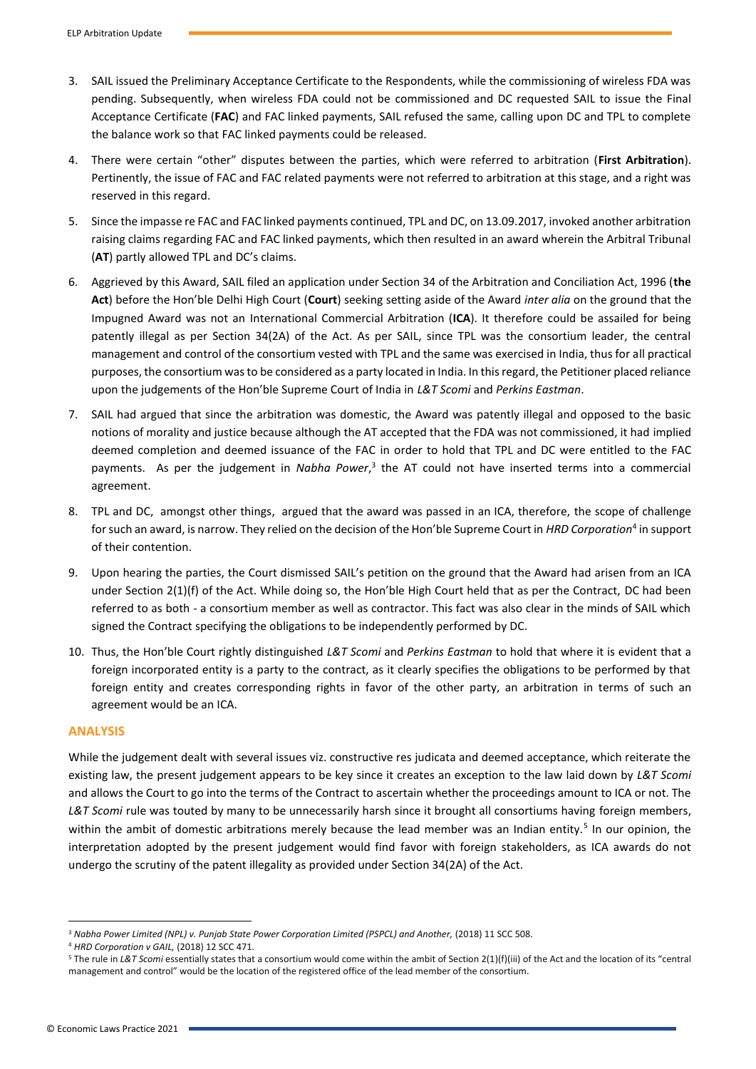3. SAIL issued the Preliminary Acceptance Certificate to the Respondents, while the commissioning of wireless FDA was pending. Subsequently, when wireless FDA could not be commissioned and DC requested SAIL to issue the Final Acceptance Certificate (**FAC**) and FAC linked payments, SAIL refused the same, calling upon DC and TPL to complete the balance work so that FAC linked payments could be released.

4. There were certain "other" disputes between the parties, which were referred to arbitration (**First Arbitration**). Pertinently, the issue of FAC and FAC related payments were not referred to arbitration at this stage, and a right was reserved in this regard.

5. Since the impasse re FAC and FAC linked payments continued, TPL and DC, on 13.09.2017, invoked another arbitration raising claims regarding FAC and FAC linked payments, which then resulted in an award wherein the Arbitral Tribunal (**AT**) partly allowed TPL and DC's claims.

6. Aggrieved by this Award, SAIL filed an application under Section 34 of the Arbitration and Conciliation Act, 1996 (**the Act**) before the Hon'ble Delhi High Court (**Court**) seeking setting aside of the Award *inter alia* on the ground that the Impugned Award was not an International Commercial Arbitration (**ICA**). It therefore could be assailed for being patently illegal as per Section 34(2A) of the Act. As per SAIL, since TPL was the consortium leader, the central management and control of the consortium vested with TPL and the same was exercised in India, thus for all practical purposes, the consortium was to be considered as a party located in India. In this regard, the Petitioner placed reliance upon the judgements of the Hon'ble Supreme Court of India in *L&T Scomi* and *Perkins Eastman*.

7. SAIL had argued that since the arbitration was domestic, the Award was patently illegal and opposed to the basic notions of morality and justice because although the AT accepted that the FDA was not commissioned, it had implied deemed completion and deemed issuance of the FAC in order to hold that TPL and DC were entitled to the FAC payments. As per the judgement in *Nabha Power*,[3] the AT could not have inserted terms into a commercial agreement.

8. TPL and DC, amongst other things, argued that the award was passed in an ICA, therefore, the scope of challenge for such an award, is narrow. They relied on the decision of the Hon'ble Supreme Court in *HRD Corporation*[4] in support of their contention.

9. Upon hearing the parties, the Court dismissed SAIL's petition on the ground that the Award had arisen from an ICA under Section 2(1)(f) of the Act. While doing so, the Hon'ble High Court held that as per the Contract, DC had been referred to as both - a consortium member as well as contractor. This fact was also clear in the minds of SAIL which signed the Contract specifying the obligations to be independently performed by DC.

10. Thus, the Hon'ble Court rightly distinguished *L&T Scomi* and *Perkins Eastman* to hold that where it is evident that a foreign incorporated entity is a party to the contract, as it clearly specifies the obligations to be performed by that foreign entity and creates corresponding rights in favor of the other party, an arbitration in terms of such an agreement would be an ICA.

## ANALYSIS

While the judgement dealt with several issues viz. constructive res judicata and deemed acceptance, which reiterate the existing law, the present judgement appears to be key since it creates an exception to the law laid down by *L&T Scomi* and allows the Court to go into the terms of the Contract to ascertain whether the proceedings amount to ICA or not. The *L&T Scomi* rule was touted by many to be unnecessarily harsh since it brought all consortiums having foreign members, within the ambit of domestic arbitrations merely because the lead member was an Indian entity.[5] In our opinion, the interpretation adopted by the present judgement would find favor with foreign stakeholders, as ICA awards do not undergo the scrutiny of the patent illegality as provided under Section 34(2A) of the Act.

---

[3] *Nabha Power Limited (NPL) v. Punjab State Power Corporation Limited (PSPCL) and Another,* (2018) 11 SCC 508.

[4] *HRD Corporation v GAIL,* (2018) 12 SCC 471.

[5] The rule in *L&T Scomi* essentially states that a consortium would come within the ambit of Section 2(1)(f)(iii) of the Act and the location of its "central management and control" would be the location of the registered office of the lead member of the consortium.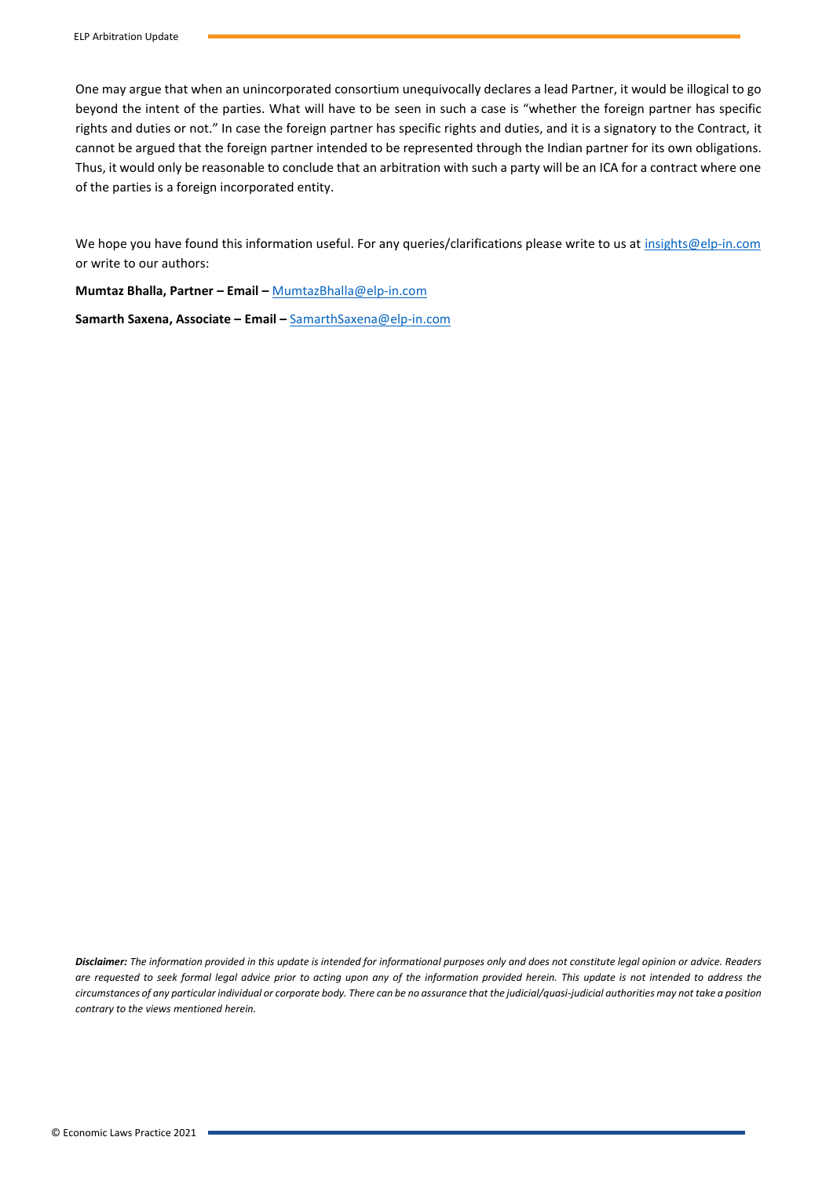One may argue that when an unincorporated consortium unequivocally declares a lead Partner, it would be illogical to go beyond the intent of the parties. What will have to be seen in such a case is "whether the foreign partner has specific rights and duties or not." In case the foreign partner has specific rights and duties, and it is a signatory to the Contract, it cannot be argued that the foreign partner intended to be represented through the Indian partner for its own obligations. Thus, it would only be reasonable to conclude that an arbitration with such a party will be an ICA for a contract where one of the parties is a foreign incorporated entity.

We hope you have found this information useful. For any queries/clarifications please write to us at insights@elp-in.com or write to our authors:

**Mumtaz Bhalla, Partner – Email –** MumtazBhalla@elp-in.com

**Samarth Saxena, Associate – Email –** SamarthSaxena@elp-in.com

***Disclaimer:*** *The information provided in this update is intended for informational purposes only and does not constitute legal opinion or advice. Readers are requested to seek formal legal advice prior to acting upon any of the information provided herein. This update is not intended to address the circumstances of any particular individual or corporate body. There can be no assurance that the judicial/quasi-judicial authorities may not take a position contrary to the views mentioned herein.*